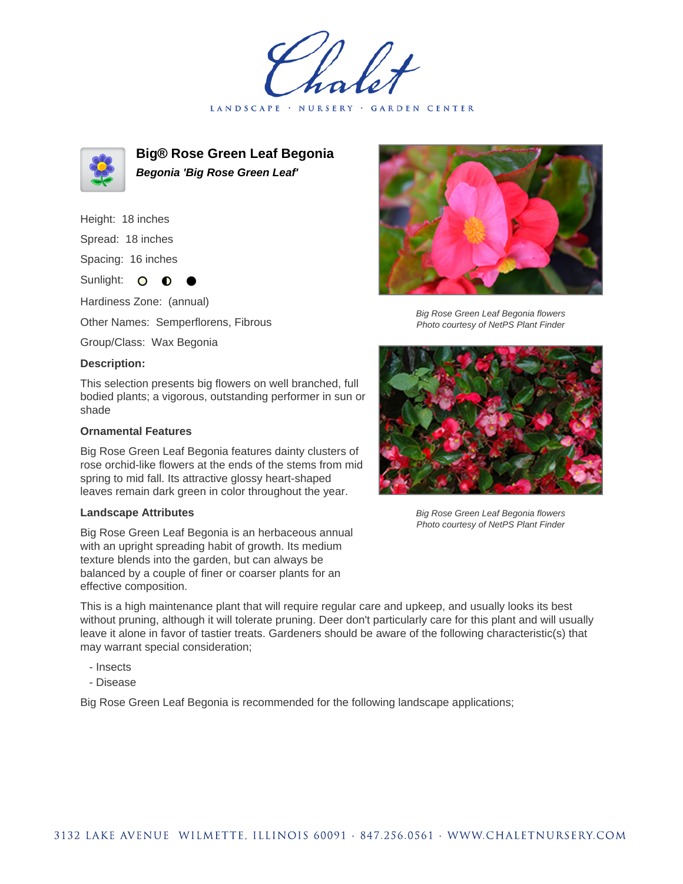# Big® Rose Green Leaf Begonia

***Begonia 'Big Rose Green Leaf'***

Height: 18 inches

Spread: 18 inches

Spacing: 16 inches

Sunlight: ○ ◐ ●

Hardiness Zone: (annual)

Other Names: Semperflorens, Fibrous

Group/Class: Wax Begonia

**Description:**

This selection presents big flowers on well branched, full bodied plants; a vigorous, outstanding performer in sun or shade

### Ornamental Features

Big Rose Green Leaf Begonia features dainty clusters of rose orchid-like flowers at the ends of the stems from mid spring to mid fall. Its attractive glossy heart-shaped leaves remain dark green in color throughout the year.

### Landscape Attributes

Big Rose Green Leaf Begonia is an herbaceous annual with an upright spreading habit of growth. Its medium texture blends into the garden, but can always be balanced by a couple of finer or coarser plants for an effective composition.

This is a high maintenance plant that will require regular care and upkeep, and usually looks its best without pruning, although it will tolerate pruning. Deer don't particularly care for this plant and will usually leave it alone in favor of tastier treats. Gardeners should be aware of the following characteristic(s) that may warrant special consideration;

- Insects
- Disease

Big Rose Green Leaf Begonia is recommended for the following landscape applications;

*Big Rose Green Leaf Begonia flowers*
*Photo courtesy of NetPS Plant Finder*

*Big Rose Green Leaf Begonia flowers*
*Photo courtesy of NetPS Plant Finder*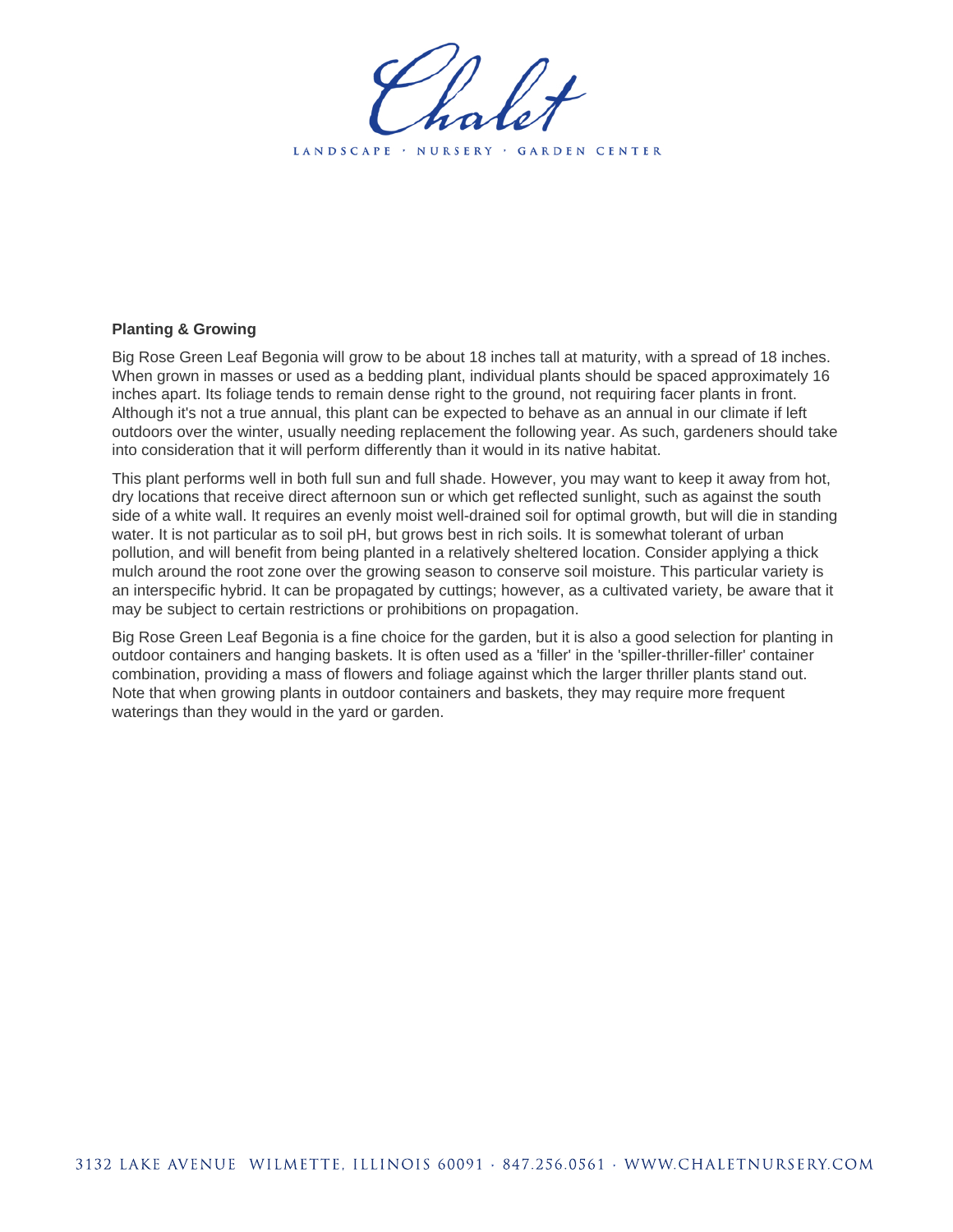**Planting & Growing**

Big Rose Green Leaf Begonia will grow to be about 18 inches tall at maturity, with a spread of 18 inches. When grown in masses or used as a bedding plant, individual plants should be spaced approximately 16 inches apart. Its foliage tends to remain dense right to the ground, not requiring facer plants in front. Although it's not a true annual, this plant can be expected to behave as an annual in our climate if left outdoors over the winter, usually needing replacement the following year. As such, gardeners should take into consideration that it will perform differently than it would in its native habitat.

This plant performs well in both full sun and full shade. However, you may want to keep it away from hot, dry locations that receive direct afternoon sun or which get reflected sunlight, such as against the south side of a white wall. It requires an evenly moist well-drained soil for optimal growth, but will die in standing water. It is not particular as to soil pH, but grows best in rich soils. It is somewhat tolerant of urban pollution, and will benefit from being planted in a relatively sheltered location. Consider applying a thick mulch around the root zone over the growing season to conserve soil moisture. This particular variety is an interspecific hybrid. It can be propagated by cuttings; however, as a cultivated variety, be aware that it may be subject to certain restrictions or prohibitions on propagation.

Big Rose Green Leaf Begonia is a fine choice for the garden, but it is also a good selection for planting in outdoor containers and hanging baskets. It is often used as a 'filler' in the 'spiller-thriller-filler' container combination, providing a mass of flowers and foliage against which the larger thriller plants stand out. Note that when growing plants in outdoor containers and baskets, they may require more frequent waterings than they would in the yard or garden.